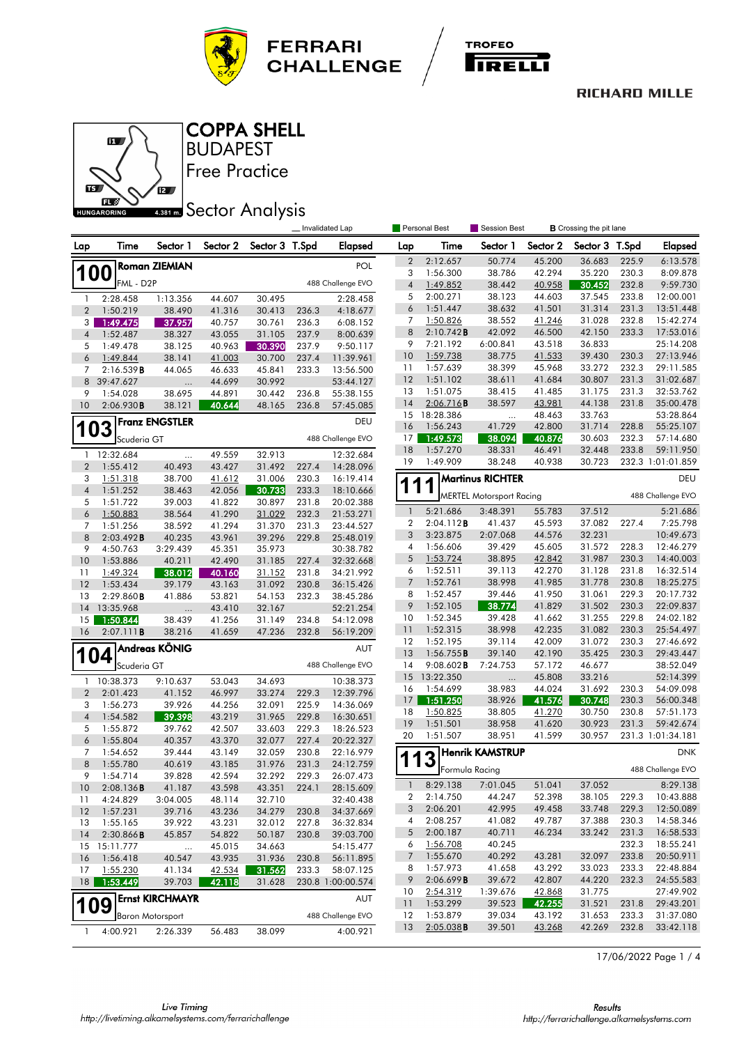# COPPA SHELL

BUDAPEST

Free Practice

## Sector Analysis

_ Invalidated Lap | Personal Best | Session Best | **B** Crossing the pit lane

### 100 Roman ZIEMIAN — POL
FML - D2P — 488 Challenge EVO

| Lap | Time | Sector 1 | Sector 2 | Sector 3 | T.Spd | Elapsed |
|---|---|---|---|---|---|---|
| 1 | 2:28.458 | 1:13.356 | 44.607 | 30.495 | | 2:28.458 |
| 2 | 1:50.219 | 38.490 | 41.316 | 30.413 | 236.3 | 4:18.677 |
| 3 | 1:49.475 | 37.957 | 40.757 | 30.761 | 236.3 | 6:08.152 |
| 4 | 1:52.487 | 38.327 | 43.055 | 31.105 | 237.9 | 8:00.639 |
| 5 | 1:49.478 | 38.125 | 40.963 | 30.390 | 237.9 | 9:50.117 |
| 6 | 1:49.844 | 38.141 | 41.003 | 30.700 | 237.4 | 11:39.961 |
| 7 | 2:16.539 **B** | 44.065 | 46.633 | 45.841 | 233.3 | 13:56.500 |
| 8 | 39:47.627 | ... | 44.699 | 30.992 | | 53:44.127 |
| 9 | 1:54.028 | 38.695 | 44.891 | 30.442 | 236.8 | 55:38.155 |
| 10 | 2:06.930 **B** | 38.121 | 40.644 | 48.165 | 236.8 | 57:45.085 |

### 103 Franz ENGSTLER — DEU
Scuderia GT — 488 Challenge EVO

| Lap | Time | Sector 1 | Sector 2 | Sector 3 | T.Spd | Elapsed |
|---|---|---|---|---|---|---|
| 1 | 12:32.684 | ... | 49.559 | 32.913 | | 12:32.684 |
| 2 | 1:55.412 | 40.493 | 43.427 | 31.492 | 227.4 | 14:28.096 |
| 3 | 1:51.318 | 38.700 | 41.612 | 31.006 | 230.3 | 16:19.414 |
| 4 | 1:51.252 | 38.463 | 42.056 | 30.733 | 233.3 | 18:10.666 |
| 5 | 1:51.722 | 39.003 | 41.822 | 30.897 | 231.8 | 20:02.388 |
| 6 | 1:50.883 | 38.564 | 41.290 | 31.029 | 232.3 | 21:53.271 |
| 7 | 1:51.256 | 38.592 | 41.294 | 31.370 | 231.3 | 23:44.527 |
| 8 | 2:03.492 **B** | 40.235 | 43.961 | 39.296 | 229.8 | 25:48.019 |
| 9 | 4:50.763 | 3:29.439 | 45.351 | 35.973 | | 30:38.782 |
| 10 | 1:53.886 | 40.211 | 42.490 | 31.185 | 227.4 | 32:32.668 |
| 11 | 1:49.324 | 38.012 | 40.160 | 31.152 | 231.8 | 34:21.992 |
| 12 | 1:53.434 | 39.179 | 43.163 | 31.092 | 230.8 | 36:15.426 |
| 13 | 2:29.860 **B** | 41.886 | 53.821 | 54.153 | 232.3 | 38:45.286 |
| 14 | 13:35.968 | ... | 43.410 | 32.167 | | 52:21.254 |
| 15 | 1:50.844 | 38.439 | 41.256 | 31.149 | 234.8 | 54:12.098 |
| 16 | 2:07.111 **B** | 38.216 | 41.659 | 47.236 | 232.8 | 56:19.209 |

### 104 Andreas KÖNIG — AUT
Scuderia GT — 488 Challenge EVO

| Lap | Time | Sector 1 | Sector 2 | Sector 3 | T.Spd | Elapsed |
|---|---|---|---|---|---|---|
| 1 | 10:38.373 | 9:10.637 | 53.043 | 34.693 | | 10:38.373 |
| 2 | 2:01.423 | 41.152 | 46.997 | 33.274 | 229.3 | 12:39.796 |
| 3 | 1:56.273 | 39.926 | 44.256 | 32.091 | 225.9 | 14:36.069 |
| 4 | 1:54.582 | 39.398 | 43.219 | 31.965 | 229.8 | 16:30.651 |
| 5 | 1:55.872 | 39.762 | 42.507 | 33.603 | 229.3 | 18:26.523 |
| 6 | 1:55.804 | 40.357 | 43.370 | 32.077 | 227.4 | 20:22.327 |
| 7 | 1:54.652 | 39.444 | 43.149 | 32.059 | 230.8 | 22:16.979 |
| 8 | 1:55.780 | 40.619 | 43.185 | 31.976 | 231.3 | 24:12.759 |
| 9 | 1:54.714 | 39.828 | 42.594 | 32.292 | 229.3 | 26:07.473 |
| 10 | 2:08.136 **B** | 41.187 | 43.598 | 43.351 | 224.1 | 28:15.609 |
| 11 | 4:24.829 | 3:04.005 | 48.114 | 32.710 | | 32:40.438 |
| 12 | 1:57.231 | 39.716 | 43.236 | 34.279 | 230.8 | 34:37.669 |
| 13 | 1:55.165 | 39.922 | 43.231 | 32.012 | 227.8 | 36:32.834 |
| 14 | 2:30.866 **B** | 45.857 | 54.822 | 50.187 | 230.8 | 39:03.700 |
| 15 | 15:11.777 | ... | 45.015 | 34.663 | | 54:15.477 |
| 16 | 1:56.418 | 40.547 | 43.935 | 31.936 | 230.8 | 56:11.895 |
| 17 | 1:55.230 | 41.134 | 42.534 | 31.562 | 233.3 | 58:07.125 |
| 18 | 1:53.449 | 39.703 | 42.118 | 31.628 | 230.8 | 1:00:00.574 |

### 109 Ernst KIRCHMAYR — AUT
Baron Motorsport — 488 Challenge EVO

| Lap | Time | Sector 1 | Sector 2 | Sector 3 | T.Spd | Elapsed |
|---|---|---|---|---|---|---|
| 1 | 4:00.921 | 2:26.339 | 56.483 | 38.099 | | 4:00.921 |
| 2 | 2:12.657 | 50.774 | 45.200 | 36.683 | 225.9 | 6:13.578 |
| 3 | 1:56.300 | 38.786 | 42.294 | 35.220 | 230.3 | 8:09.878 |
| 4 | 1:49.852 | 38.442 | 40.958 | 30.452 | 232.8 | 9:59.730 |
| 5 | 2:00.271 | 38.123 | 44.603 | 37.545 | 233.8 | 12:00.001 |
| 6 | 1:51.447 | 38.632 | 41.501 | 31.314 | 231.3 | 13:51.448 |
| 7 | 1:50.826 | 38.552 | 41.246 | 31.028 | 232.8 | 15:42.274 |
| 8 | 2:10.742 **B** | 42.092 | 46.500 | 42.150 | 233.3 | 17:53.016 |
| 9 | 7:21.192 | 6:00.841 | 43.518 | 36.833 | | 25:14.208 |
| 10 | 1:59.738 | 38.775 | 41.533 | 39.430 | 230.3 | 27:13.946 |
| 11 | 1:57.639 | 38.399 | 45.968 | 33.272 | 232.3 | 29:11.585 |
| 12 | 1:51.102 | 38.611 | 41.684 | 30.807 | 231.3 | 31:02.687 |
| 13 | 1:51.075 | 38.415 | 41.485 | 31.175 | 231.3 | 32:53.762 |
| 14 | 2:06.716 **B** | 38.597 | 43.981 | 44.138 | 231.8 | 35:00.478 |
| 15 | 18:28.386 | ... | 48.463 | 33.763 | | 53:28.864 |
| 16 | 1:56.243 | 41.729 | 42.800 | 31.714 | 228.8 | 55:25.107 |
| 17 | 1:49.573 | 38.094 | 40.876 | 30.603 | 232.3 | 57:14.680 |
| 18 | 1:57.270 | 38.331 | 46.491 | 32.448 | 233.8 | 59:11.950 |
| 19 | 1:49.909 | 38.248 | 40.938 | 30.723 | 232.3 | 1:01:01.859 |

### 111 Martinus RICHTER — DEU
MERTEL Motorsport Racing — 488 Challenge EVO

| Lap | Time | Sector 1 | Sector 2 | Sector 3 | T.Spd | Elapsed |
|---|---|---|---|---|---|---|
| 1 | 5:21.686 | 3:48.391 | 55.783 | 37.512 | | 5:21.686 |
| 2 | 2:04.112 **B** | 41.437 | 45.593 | 37.082 | 227.4 | 7:25.798 |
| 3 | 3:23.875 | 2:07.068 | 44.576 | 32.231 | | 10:49.673 |
| 4 | 1:56.606 | 39.429 | 45.605 | 31.572 | 228.3 | 12:46.279 |
| 5 | 1:53.724 | 38.895 | 42.842 | 31.987 | 230.3 | 14:40.003 |
| 6 | 1:52.511 | 39.113 | 42.270 | 31.128 | 231.8 | 16:32.514 |
| 7 | 1:52.761 | 38.998 | 41.985 | 31.778 | 230.8 | 18:25.275 |
| 8 | 1:52.457 | 39.446 | 41.950 | 31.061 | 229.3 | 20:17.732 |
| 9 | 1:52.105 | 38.774 | 41.829 | 31.502 | 230.3 | 22:09.837 |
| 10 | 1:52.345 | 39.428 | 41.662 | 31.255 | 229.8 | 24:02.182 |
| 11 | 1:52.315 | 38.998 | 42.235 | 31.082 | 230.3 | 25:54.497 |
| 12 | 1:52.195 | 39.114 | 42.009 | 31.072 | 230.3 | 27:46.692 |
| 13 | 1:56.755 **B** | 39.140 | 42.190 | 35.425 | 230.3 | 29:43.447 |
| 14 | 9:08.602 **B** | 7:24.753 | 57.172 | 46.677 | | 38:52.049 |
| 15 | 13:22.350 | ... | 45.808 | 33.216 | | 52:14.399 |
| 16 | 1:54.699 | 38.983 | 44.024 | 31.692 | 230.3 | 54:09.098 |
| 17 | 1:51.250 | 38.926 | 41.576 | 30.748 | 230.3 | 56:00.348 |
| 18 | 1:50.825 | 38.805 | 41.270 | 30.750 | 230.8 | 57:51.173 |
| 19 | 1:51.501 | 38.958 | 41.620 | 30.923 | 231.3 | 59:42.674 |
| 20 | 1:51.507 | 38.951 | 41.599 | 30.957 | 231.3 | 1:01:34.181 |

### 113 Henrik KAMSTRUP — DNK
Formula Racing — 488 Challenge EVO

| Lap | Time | Sector 1 | Sector 2 | Sector 3 | T.Spd | Elapsed |
|---|---|---|---|---|---|---|
| 1 | 8:29.138 | 7:01.045 | 51.041 | 37.052 | | 8:29.138 |
| 2 | 2:14.750 | 44.247 | 52.398 | 38.105 | 229.3 | 10:43.888 |
| 3 | 2:06.201 | 42.995 | 49.458 | 33.748 | 229.3 | 12:50.089 |
| 4 | 2:08.257 | 41.082 | 49.787 | 37.388 | 230.3 | 14:58.346 |
| 5 | 2:00.187 | 40.711 | 46.234 | 33.242 | 231.3 | 16:58.533 |
| 6 | 1:56.708 | 40.245 | | | 232.3 | 18:55.241 |
| 7 | 1:55.670 | 40.292 | 43.281 | 32.097 | 233.8 | 20:50.911 |
| 8 | 1:57.973 | 41.658 | 43.292 | 33.023 | 233.3 | 22:48.884 |
| 9 | 2:06.699 **B** | 39.672 | 42.807 | 44.220 | 232.3 | 24:55.583 |
| 10 | 2:54.319 | 1:39.676 | 42.868 | 31.775 | | 27:49.902 |
| 11 | 1:53.299 | 39.523 | 42.255 | 31.521 | 231.8 | 29:43.201 |
| 12 | 1:53.879 | 39.034 | 43.192 | 31.653 | 233.3 | 31:37.080 |
| 13 | 2:05.038 **B** | 39.501 | 43.268 | 42.269 | 232.8 | 33:42.118 |

17/06/2022

Live Timing
http://livetiming.alkamelsystems.com/ferrarichallenge

Results
http://ferrarichallenge.alkamelsystems.com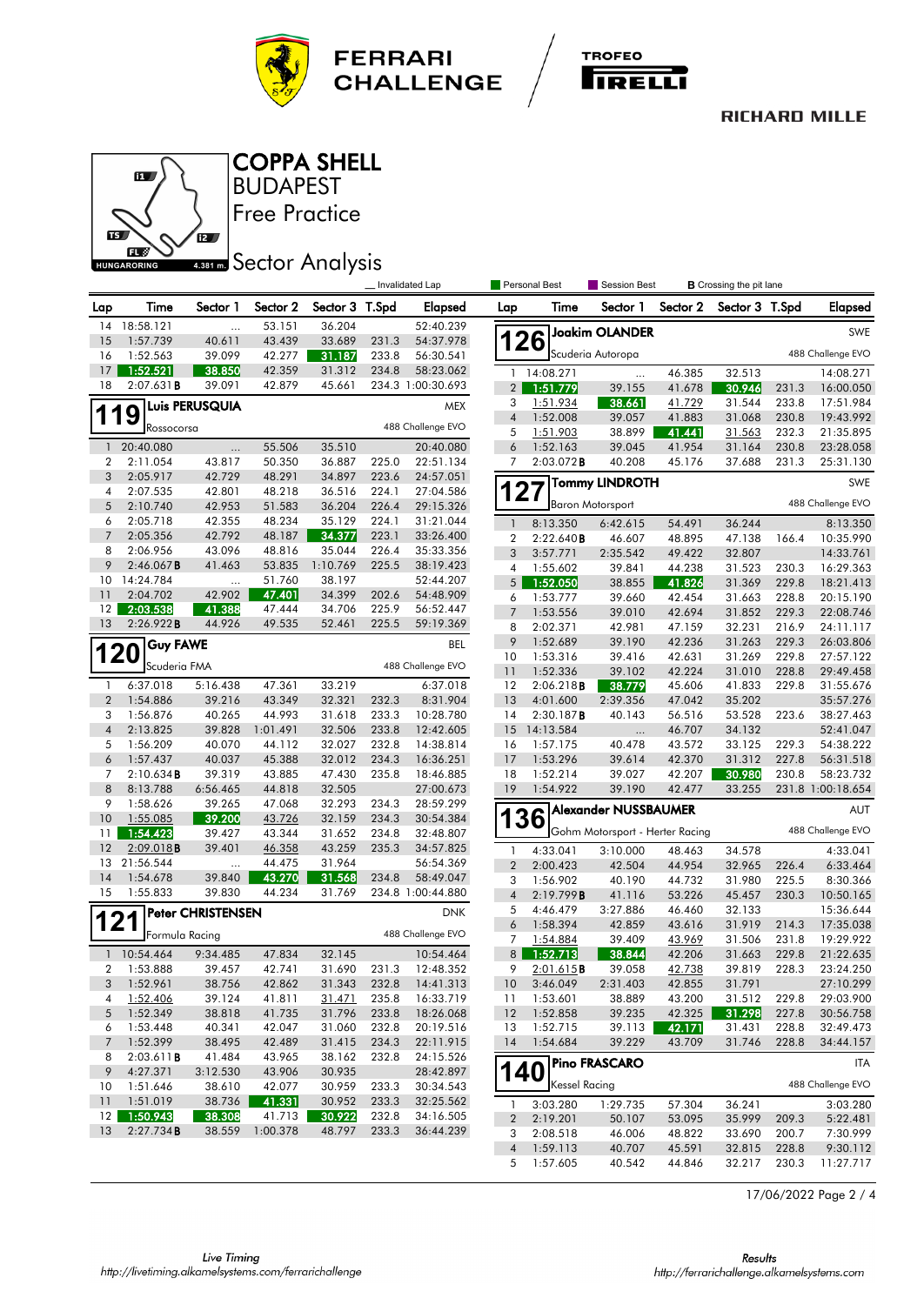# COPPA SHELL

BUDAPEST

Free Practice

## Sector Analysis

_ Invalidated Lap | Personal Best | Session Best | **B** Crossing the pit lane

| Lap | Time | Sector 1 | Sector 2 | Sector 3 | T.Spd | Elapsed |
|---|---|---|---|---|---|---|
| 14 | 18:58.121 | ... | 53.151 | 36.204 | | 52:40.239 |
| 15 | 1:57.739 | 40.611 | 43.439 | 33.689 | 231.3 | 54:37.978 |
| 16 | 1:52.563 | 39.099 | 42.277 | 31.187 | 233.8 | 56:30.541 |
| 17 | 1:52.521 | 38.850 | 42.359 | 31.312 | 234.8 | 58:23.062 |
| 18 | 2:07.631 **B** | 39.091 | 42.879 | 45.661 | 234.3 | 1:00:30.693 |

### 119 Luis PERUSQUIA — MEX
Rossocorsa — 488 Challenge EVO

| Lap | Time | Sector 1 | Sector 2 | Sector 3 | T.Spd | Elapsed |
|---|---|---|---|---|---|---|
| 1 | 20:40.080 | ... | 55.506 | 35.510 | | 20:40.080 |
| 2 | 2:11.054 | 43.817 | 50.350 | 36.887 | 225.0 | 22:51.134 |
| 3 | 2:05.917 | 42.729 | 48.291 | 34.897 | 223.6 | 24:57.051 |
| 4 | 2:07.535 | 42.801 | 48.218 | 36.516 | 224.1 | 27:04.586 |
| 5 | 2:10.740 | 42.953 | 51.583 | 36.204 | 226.4 | 29:15.326 |
| 6 | 2:05.718 | 42.355 | 48.234 | 35.129 | 224.1 | 31:21.044 |
| 7 | 2:05.356 | 42.792 | 48.187 | 34.377 | 223.1 | 33:26.400 |
| 8 | 2:06.956 | 43.096 | 48.816 | 35.044 | 226.4 | 35:33.356 |
| 9 | 2:46.067 **B** | 41.463 | 53.835 | 1:10.769 | 225.5 | 38:19.423 |
| 10 | 14:24.784 | ... | 51.760 | 38.197 | | 52:44.207 |
| 11 | 2:04.702 | 42.902 | 47.401 | 34.399 | 202.6 | 54:48.909 |
| 12 | 2:03.538 | 41.388 | 47.444 | 34.706 | 225.9 | 56:52.447 |
| 13 | 2:26.922 **B** | 44.926 | 49.535 | 52.461 | 225.5 | 59:19.369 |

### 120 Guy FAWE — BEL
Scuderia FMA — 488 Challenge EVO

| Lap | Time | Sector 1 | Sector 2 | Sector 3 | T.Spd | Elapsed |
|---|---|---|---|---|---|---|
| 1 | 6:37.018 | 5:16.438 | 47.361 | 33.219 | | 6:37.018 |
| 2 | 1:54.886 | 39.216 | 43.349 | 32.321 | 232.3 | 8:31.904 |
| 3 | 1:56.876 | 40.265 | 44.993 | 31.618 | 233.3 | 10:28.780 |
| 4 | 2:13.825 | 39.828 | 1:01.491 | 32.506 | 233.8 | 12:42.605 |
| 5 | 1:56.209 | 40.070 | 44.112 | 32.027 | 232.8 | 14:38.814 |
| 6 | 1:57.437 | 40.037 | 45.388 | 32.012 | 234.3 | 16:36.251 |
| 7 | 2:10.634 **B** | 39.319 | 43.885 | 47.430 | 235.8 | 18:46.885 |
| 8 | 8:13.788 | 6:56.465 | 44.818 | 32.505 | | 27:00.673 |
| 9 | 1:58.626 | 39.265 | 47.068 | 32.293 | 234.3 | 28:59.299 |
| 10 | _1:55.085_ | 39.200 | _43.726_ | 32.159 | 234.3 | 30:54.384 |
| 11 | 1:54.423 | 39.427 | 43.344 | 31.652 | 234.8 | 32:48.807 |
| 12 | _2:09.018_ **B** | 39.401 | _46.358_ | 43.259 | 235.3 | 34:57.825 |
| 13 | 21:56.544 | ... | 44.475 | 31.964 | | 56:54.369 |
| 14 | 1:54.678 | 39.840 | 43.270 | 31.568 | 234.8 | 58:49.047 |
| 15 | 1:55.833 | 39.830 | 44.234 | 31.769 | 234.8 | 1:00:44.880 |

### 121 Peter CHRISTENSEN — DNK
Formula Racing — 488 Challenge EVO

| Lap | Time | Sector 1 | Sector 2 | Sector 3 | T.Spd | Elapsed |
|---|---|---|---|---|---|---|
| 1 | 10:54.464 | 9:34.485 | 47.834 | 32.145 | | 10:54.464 |
| 2 | 1:53.888 | 39.457 | 42.741 | 31.690 | 231.3 | 12:48.352 |
| 3 | 1:52.961 | 38.756 | 42.862 | 31.343 | 232.8 | 14:41.313 |
| 4 | _1:52.406_ | 39.124 | 41.811 | _31.471_ | 235.8 | 16:33.719 |
| 5 | 1:52.349 | 38.818 | 41.735 | 31.796 | 233.8 | 18:26.068 |
| 6 | 1:53.448 | 40.341 | 42.047 | 31.060 | 232.8 | 20:19.516 |
| 7 | 1:52.399 | 38.495 | 42.489 | 31.415 | 234.3 | 22:11.915 |
| 8 | 2:03.611 **B** | 41.484 | 43.965 | 38.162 | 232.8 | 24:15.526 |
| 9 | 4:27.371 | 3:12.530 | 43.906 | 30.935 | | 28:42.897 |
| 10 | 1:51.646 | 38.610 | 42.077 | 30.959 | 233.3 | 30:34.543 |
| 11 | 1:51.019 | 38.736 | 41.331 | 30.952 | 233.3 | 32:25.562 |
| 12 | 1:50.943 | 38.308 | 41.713 | 30.922 | 232.8 | 34:16.505 |
| 13 | 2:27.734 **B** | 38.559 | 1:00.378 | 48.797 | 233.3 | 36:44.239 |

### 126 Joakim OLANDER — SWE
Scuderia Autoropa — 488 Challenge EVO

| Lap | Time | Sector 1 | Sector 2 | Sector 3 | T.Spd | Elapsed |
|---|---|---|---|---|---|---|
| 1 | 14:08.271 | ... | 46.385 | 32.513 | | 14:08.271 |
| 2 | 1:51.779 | 39.155 | 41.678 | 30.946 | 231.3 | 16:00.050 |
| 3 | _1:51.934_ | 38.661 | _41.729_ | 31.544 | 233.8 | 17:51.984 |
| 4 | 1:52.008 | 39.057 | 41.883 | 31.068 | 230.8 | 19:43.992 |
| 5 | _1:51.903_ | 38.899 | 41.441 | _31.563_ | 232.3 | 21:35.895 |
| 6 | 1:52.163 | 39.045 | 41.954 | 31.164 | 230.8 | 23:28.058 |
| 7 | 2:03.072 **B** | 40.208 | 45.176 | 37.688 | 231.3 | 25:31.130 |

### 127 Tommy LINDROTH — SWE
Baron Motorsport — 488 Challenge EVO

| Lap | Time | Sector 1 | Sector 2 | Sector 3 | T.Spd | Elapsed |
|---|---|---|---|---|---|---|
| 1 | 8:13.350 | 6:42.615 | 54.491 | 36.244 | | 8:13.350 |
| 2 | 2:22.640 **B** | 46.607 | 48.895 | 47.138 | 166.4 | 10:35.990 |
| 3 | 3:57.771 | 2:35.542 | 49.422 | 32.807 | | 14:33.761 |
| 4 | 1:55.602 | 39.841 | 44.238 | 31.523 | 230.3 | 16:29.363 |
| 5 | 1:52.050 | 38.855 | 41.826 | 31.369 | 229.8 | 18:21.413 |
| 6 | 1:53.777 | 39.660 | 42.454 | 31.663 | 228.8 | 20:15.190 |
| 7 | 1:53.556 | 39.010 | 42.694 | 31.852 | 229.3 | 22:08.746 |
| 8 | 2:02.371 | 42.981 | 47.159 | 32.231 | 216.9 | 24:11.117 |
| 9 | 1:52.689 | 39.190 | 42.236 | 31.263 | 229.3 | 26:03.806 |
| 10 | 1:53.316 | 39.416 | 42.631 | 31.269 | 229.8 | 27:57.122 |
| 11 | 1:52.336 | 39.102 | 42.224 | 31.010 | 228.8 | 29:49.458 |
| 12 | 2:06.218 **B** | 38.779 | 45.606 | 41.833 | 229.8 | 31:55.676 |
| 13 | 4:01.600 | 2:39.356 | 47.042 | 35.202 | | 35:57.276 |
| 14 | 2:30.187 **B** | 40.143 | 56.516 | 53.528 | 223.6 | 38:27.463 |
| 15 | 14:13.584 | ... | 46.707 | 34.132 | | 52:41.047 |
| 16 | 1:57.175 | 40.478 | 43.572 | 33.125 | 229.3 | 54:38.222 |
| 17 | 1:53.296 | 39.614 | 42.370 | 31.312 | 227.8 | 56:31.518 |
| 18 | 1:52.214 | 39.027 | 42.207 | 30.980 | 230.8 | 58:23.732 |
| 19 | 1:54.922 | 39.190 | 42.477 | 33.255 | 231.8 | 1:00:18.654 |

### 136 Alexander NUSSBAUMER — AUT
Gohm Motorsport - Herter Racing — 488 Challenge EVO

| Lap | Time | Sector 1 | Sector 2 | Sector 3 | T.Spd | Elapsed |
|---|---|---|---|---|---|---|
| 1 | 4:33.041 | 3:10.000 | 48.463 | 34.578 | | 4:33.041 |
| 2 | 2:00.423 | 42.504 | 44.954 | 32.965 | 226.4 | 6:33.464 |
| 3 | 1:56.902 | 40.190 | 44.732 | 31.980 | 225.5 | 8:30.366 |
| 4 | 2:19.799 **B** | 41.116 | 53.226 | 45.457 | 230.3 | 10:50.165 |
| 5 | 4:46.479 | 3:27.886 | 46.460 | 32.133 | | 15:36.644 |
| 6 | 1:58.394 | 42.859 | 43.616 | 31.919 | 214.3 | 17:35.038 |
| 7 | _1:54.884_ | 39.409 | _43.969_ | 31.506 | 231.8 | 19:29.922 |
| 8 | 1:52.713 | 38.844 | 42.206 | 31.663 | 229.8 | 21:22.635 |
| 9 | _2:01.615_ **B** | 39.058 | _42.738_ | 39.819 | 228.3 | 23:24.250 |
| 10 | 3:46.049 | 2:31.403 | 42.855 | 31.791 | | 27:10.299 |
| 11 | 1:53.601 | 38.889 | 43.200 | 31.512 | 229.8 | 29:03.900 |
| 12 | 1:52.858 | 39.235 | 42.325 | 31.298 | 227.8 | 30:56.758 |
| 13 | 1:52.715 | 39.113 | 42.171 | 31.431 | 228.8 | 32:49.473 |
| 14 | 1:54.684 | 39.229 | 43.709 | 31.746 | 228.8 | 34:44.157 |

### 140 Pino FRASCARO — ITA
Kessel Racing — 488 Challenge EVO

| Lap | Time | Sector 1 | Sector 2 | Sector 3 | T.Spd | Elapsed |
|---|---|---|---|---|---|---|
| 1 | 3:03.280 | 1:29.735 | 57.304 | 36.241 | | 3:03.280 |
| 2 | 2:19.201 | 50.107 | 53.095 | 35.999 | 209.3 | 5:22.481 |
| 3 | 2:08.518 | 46.006 | 48.822 | 33.690 | 200.7 | 7:30.999 |
| 4 | 1:59.113 | 40.707 | 45.591 | 32.815 | 228.8 | 9:30.112 |
| 5 | 1:57.605 | 40.542 | 44.846 | 32.217 | 230.3 | 11:27.717 |

17/06/2022

Live Timing
http://livetiming.alkamelsystems.com/ferrarichallenge

Results
http://ferrarichallenge.alkamelsystems.com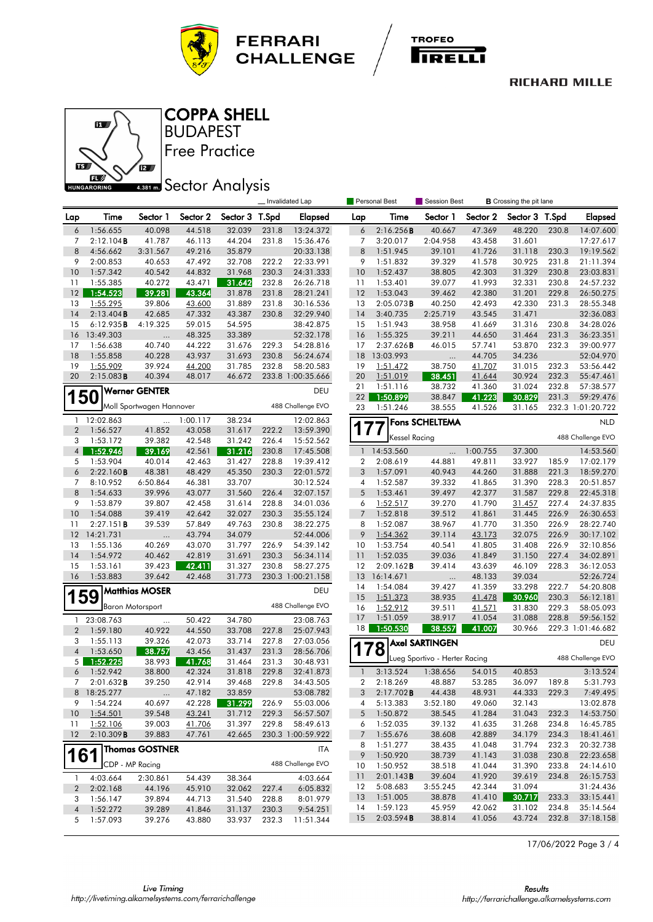# COPPA SHELL

BUDAPEST

Free Practice

## Sector Analysis

_ Invalidated Lap | Personal Best | Session Best | **B** Crossing the pit lane

| Lap | Time | Sector 1 | Sector 2 | Sector 3 | T.Spd | Elapsed |
|---|---|---|---|---|---|---|
| 6 | 1:56.655 | 40.098 | 44.518 | 32.039 | 231.8 | 13:24.372 |
| 7 | 2:12.104**B** | 41.787 | 46.113 | 44.204 | 231.8 | 15:36.476 |
| 8 | 4:56.662 | 3:31.567 | 49.216 | 35.879 | | 20:33.138 |
| 9 | 2:00.853 | 40.653 | 47.492 | 32.708 | 222.2 | 22:33.991 |
| 10 | 1:57.342 | 40.542 | 44.832 | 31.968 | 230.3 | 24:31.333 |
| 11 | 1:55.385 | 40.272 | 43.471 | 31.642 | 232.8 | 26:26.718 |
| 12 | 1:54.523 | 39.281 | 43.364 | 31.878 | 231.8 | 28:21.241 |
| 13 | 1:55.295 | 39.806 | 43.600 | 31.889 | 231.8 | 30:16.536 |
| 14 | 2:13.404**B** | 42.685 | 47.332 | 43.387 | 230.8 | 32:29.940 |
| 15 | 6:12.935**B** | 4:19.325 | 59.015 | 54.595 | | 38:42.875 |
| 16 | 13:49.303 | ... | 48.325 | 33.389 | | 52:32.178 |
| 17 | 1:56.638 | 40.740 | 44.222 | 31.676 | 229.3 | 54:28.816 |
| 18 | 1:55.858 | 40.228 | 43.937 | 31.693 | 230.8 | 56:24.674 |
| 19 | 1:55.909 | 39.924 | 44.200 | 31.785 | 232.8 | 58:20.583 |
| 20 | 2:15.083**B** | 40.394 | 48.017 | 46.672 | 233.8 | 1:00:35.666 |

### 150 Werner GENTER — DEU
Moll Sportwagen Hannover — 488 Challenge EVO

| Lap | Time | Sector 1 | Sector 2 | Sector 3 | T.Spd | Elapsed |
|---|---|---|---|---|---|---|
| 1 | 12:02.863 | ... | 1:00.117 | 38.234 | | 12:02.863 |
| 2 | 1:56.527 | 41.852 | 43.058 | 31.617 | 222.2 | 13:59.390 |
| 3 | 1:53.172 | 39.382 | 42.548 | 31.242 | 226.4 | 15:52.562 |
| 4 | 1:52.946 | 39.169 | 42.561 | 31.216 | 230.8 | 17:45.508 |
| 5 | 1:53.904 | 40.014 | 42.463 | 31.427 | 228.8 | 19:39.412 |
| 6 | 2:22.160**B** | 48.381 | 48.429 | 45.350 | 230.3 | 22:01.572 |
| 7 | 8:10.952 | 6:50.864 | 46.381 | 33.707 | | 30:12.524 |
| 8 | 1:54.633 | 39.996 | 43.077 | 31.560 | 226.4 | 32:07.157 |
| 9 | 1:53.879 | 39.807 | 42.458 | 31.614 | 228.8 | 34:01.036 |
| 10 | 1:54.088 | 39.419 | 42.642 | 32.027 | 230.3 | 35:55.124 |
| 11 | 2:27.151**B** | 39.539 | 57.849 | 49.763 | 230.8 | 38:22.275 |
| 12 | 14:21.731 | ... | 43.794 | 34.079 | | 52:44.006 |
| 13 | 1:55.136 | 40.269 | 43.070 | 31.797 | 226.9 | 54:39.142 |
| 14 | 1:54.972 | 40.462 | 42.819 | 31.691 | 230.3 | 56:34.114 |
| 15 | 1:53.161 | 39.423 | 42.411 | 31.327 | 230.8 | 58:27.275 |
| 16 | 1:53.883 | 39.642 | 42.468 | 31.773 | 230.3 | 1:00:21.158 |

### 159 Matthias MOSER — DEU
Baron Motorsport — 488 Challenge EVO

| Lap | Time | Sector 1 | Sector 2 | Sector 3 | T.Spd | Elapsed |
|---|---|---|---|---|---|---|
| 1 | 23:08.763 | ... | 50.422 | 34.780 | | 23:08.763 |
| 2 | 1:59.180 | 40.922 | 44.550 | 33.708 | 227.8 | 25:07.943 |
| 3 | 1:55.113 | 39.326 | 42.073 | 33.714 | 227.8 | 27:03.056 |
| 4 | 1:53.650 | 38.757 | 43.456 | 31.437 | 231.3 | 28:56.706 |
| 5 | 1:52.225 | 38.993 | 41.768 | 31.464 | 231.3 | 30:48.931 |
| 6 | 1:52.942 | 38.800 | 42.324 | 31.818 | 229.8 | 32:41.873 |
| 7 | 2:01.632**B** | 39.250 | 42.914 | 39.468 | 229.8 | 34:43.505 |
| 8 | 18:25.277 | ... | 47.182 | 33.859 | | 53:08.782 |
| 9 | 1:54.224 | 40.697 | 42.228 | 31.299 | 226.9 | 55:03.006 |
| 10 | 1:54.501 | 39.548 | 43.241 | 31.712 | 229.3 | 56:57.507 |
| 11 | 1:52.106 | 39.003 | 41.706 | 31.397 | 229.8 | 58:49.613 |
| 12 | 2:10.309**B** | 39.883 | 47.761 | 42.665 | 230.3 | 1:00:59.922 |

### 161 Thomas GOSTNER — ITA
CDP - MP Racing — 488 Challenge EVO

| Lap | Time | Sector 1 | Sector 2 | Sector 3 | T.Spd | Elapsed |
|---|---|---|---|---|---|---|
| 1 | 4:03.664 | 2:30.861 | 54.439 | 38.364 | | 4:03.664 |
| 2 | 2:02.168 | 44.196 | 45.910 | 32.062 | 227.4 | 6:05.832 |
| 3 | 1:56.147 | 39.894 | 44.713 | 31.540 | 228.8 | 8:01.979 |
| 4 | 1:52.272 | 39.289 | 41.846 | 31.137 | 230.3 | 9:54.251 |
| 5 | 1:57.093 | 39.276 | 43.880 | 33.937 | 232.3 | 11:51.344 |
| 6 | 2:16.256**B** | 40.667 | 47.369 | 48.220 | 230.8 | 14:07.600 |
| 7 | 3:20.017 | 2:04.958 | 43.458 | 31.601 | | 17:27.617 |
| 8 | 1:51.945 | 39.101 | 41.726 | 31.118 | 230.3 | 19:19.562 |
| 9 | 1:51.832 | 39.329 | 41.578 | 30.925 | 231.8 | 21:11.394 |
| 10 | 1:52.437 | 38.805 | 42.303 | 31.329 | 230.8 | 23:03.831 |
| 11 | 1:53.401 | 39.077 | 41.993 | 32.331 | 230.8 | 24:57.232 |
| 12 | 1:53.043 | 39.462 | 42.380 | 31.201 | 229.8 | 26:50.275 |
| 13 | 2:05.073**B** | 40.250 | 42.493 | 42.330 | 231.3 | 28:55.348 |
| 14 | 3:40.735 | 2:25.719 | 43.545 | 31.471 | | 32:36.083 |
| 15 | 1:51.943 | 38.958 | 41.669 | 31.316 | 230.8 | 34:28.026 |
| 16 | 1:55.325 | 39.211 | 44.650 | 31.464 | 231.3 | 36:23.351 |
| 17 | 2:37.626**B** | 46.015 | 57.741 | 53.870 | 232.3 | 39:00.977 |
| 18 | 13:03.993 | ... | 44.705 | 34.236 | | 52:04.970 |
| 19 | 1:51.472 | 38.750 | 41.707 | 31.015 | 232.3 | 53:56.442 |
| 20 | 1:51.019 | 38.451 | 41.644 | 30.924 | 232.3 | 55:47.461 |
| 21 | 1:51.116 | 38.732 | 41.360 | 31.024 | 232.8 | 57:38.577 |
| 22 | 1:50.899 | 38.847 | 41.223 | 30.829 | 231.3 | 59:29.476 |
| 23 | 1:51.246 | 38.555 | 41.526 | 31.165 | 232.3 | 1:01:20.722 |

### 177 Fons SCHELTEMA — NLD
Kessel Racing — 488 Challenge EVO

| Lap | Time | Sector 1 | Sector 2 | Sector 3 | T.Spd | Elapsed |
|---|---|---|---|---|---|---|
| 1 | 14:53.560 | ... | 1:00.755 | 37.300 | | 14:53.560 |
| 2 | 2:08.619 | 44.881 | 49.811 | 33.927 | 185.9 | 17:02.179 |
| 3 | 1:57.091 | 40.943 | 44.260 | 31.888 | 221.3 | 18:59.270 |
| 4 | 1:52.587 | 39.332 | 41.865 | 31.390 | 228.3 | 20:51.857 |
| 5 | 1:53.461 | 39.497 | 42.377 | 31.587 | 229.8 | 22:45.318 |
| 6 | 1:52.517 | 39.270 | 41.790 | 31.457 | 227.4 | 24:37.835 |
| 7 | 1:52.818 | 39.512 | 41.861 | 31.445 | 226.9 | 26:30.653 |
| 8 | 1:52.087 | 38.967 | 41.770 | 31.350 | 226.9 | 28:22.740 |
| 9 | 1:54.362 | 39.114 | 43.173 | 32.075 | 226.9 | 30:17.102 |
| 10 | 1:53.754 | 40.541 | 41.805 | 31.408 | 226.9 | 32:10.856 |
| 11 | 1:52.035 | 39.036 | 41.849 | 31.150 | 227.4 | 34:02.891 |
| 12 | 2:09.162**B** | 39.414 | 43.639 | 46.109 | 228.3 | 36:12.053 |
| 13 | 16:14.671 | ... | 48.133 | 39.034 | | 52:26.724 |
| 14 | 1:54.084 | 39.427 | 41.359 | 33.298 | 222.7 | 54:20.808 |
| 15 | 1:51.373 | 38.935 | 41.478 | 30.960 | 230.3 | 56:12.181 |
| 16 | 1:52.912 | 39.511 | 41.571 | 31.830 | 229.3 | 58:05.093 |
| 17 | 1:51.059 | 38.917 | 41.054 | 31.088 | 228.8 | 59:56.152 |
| 18 | 1:50.530 | 38.557 | 41.007 | 30.966 | 229.3 | 1:01:46.682 |

### 178 Axel SARTINGEN — DEU
Lueg Sportivo - Herter Racing — 488 Challenge EVO

| Lap | Time | Sector 1 | Sector 2 | Sector 3 | T.Spd | Elapsed |
|---|---|---|---|---|---|---|
| 1 | 3:13.524 | 1:38.656 | 54.015 | 40.853 | | 3:13.524 |
| 2 | 2:18.269 | 48.887 | 53.285 | 36.097 | 189.8 | 5:31.793 |
| 3 | 2:17.702**B** | 44.438 | 48.931 | 44.333 | 229.3 | 7:49.495 |
| 4 | 5:13.383 | 3:52.180 | 49.060 | 32.143 | | 13:02.878 |
| 5 | 1:50.872 | 38.545 | 41.284 | 31.043 | 232.3 | 14:53.750 |
| 6 | 1:52.035 | 39.132 | 41.635 | 31.268 | 234.8 | 16:45.785 |
| 7 | 1:55.676 | 38.608 | 42.889 | 34.179 | 234.3 | 18:41.461 |
| 8 | 1:51.277 | 38.435 | 41.048 | 31.794 | 232.3 | 20:32.738 |
| 9 | 1:50.920 | 38.739 | 41.143 | 31.038 | 230.8 | 22:23.658 |
| 10 | 1:50.952 | 38.518 | 41.044 | 31.390 | 233.8 | 24:14.610 |
| 11 | 2:01.143**B** | 39.604 | 41.920 | 39.619 | 234.8 | 26:15.753 |
| 12 | 5:08.683 | 3:55.245 | 42.344 | 31.094 | | 31:24.436 |
| 13 | 1:51.005 | 38.878 | 41.410 | 30.717 | 233.3 | 33:15.441 |
| 14 | 1:59.123 | 45.959 | 42.062 | 31.102 | 234.8 | 35:14.564 |
| 15 | 2:03.594**B** | 38.814 | 41.056 | 43.724 | 232.8 | 37:18.158 |

17/06/2022

Live Timing
http://livetiming.alkamelsystems.com/ferrarichallenge

Results
http://ferrarichallenge.alkamelsystems.com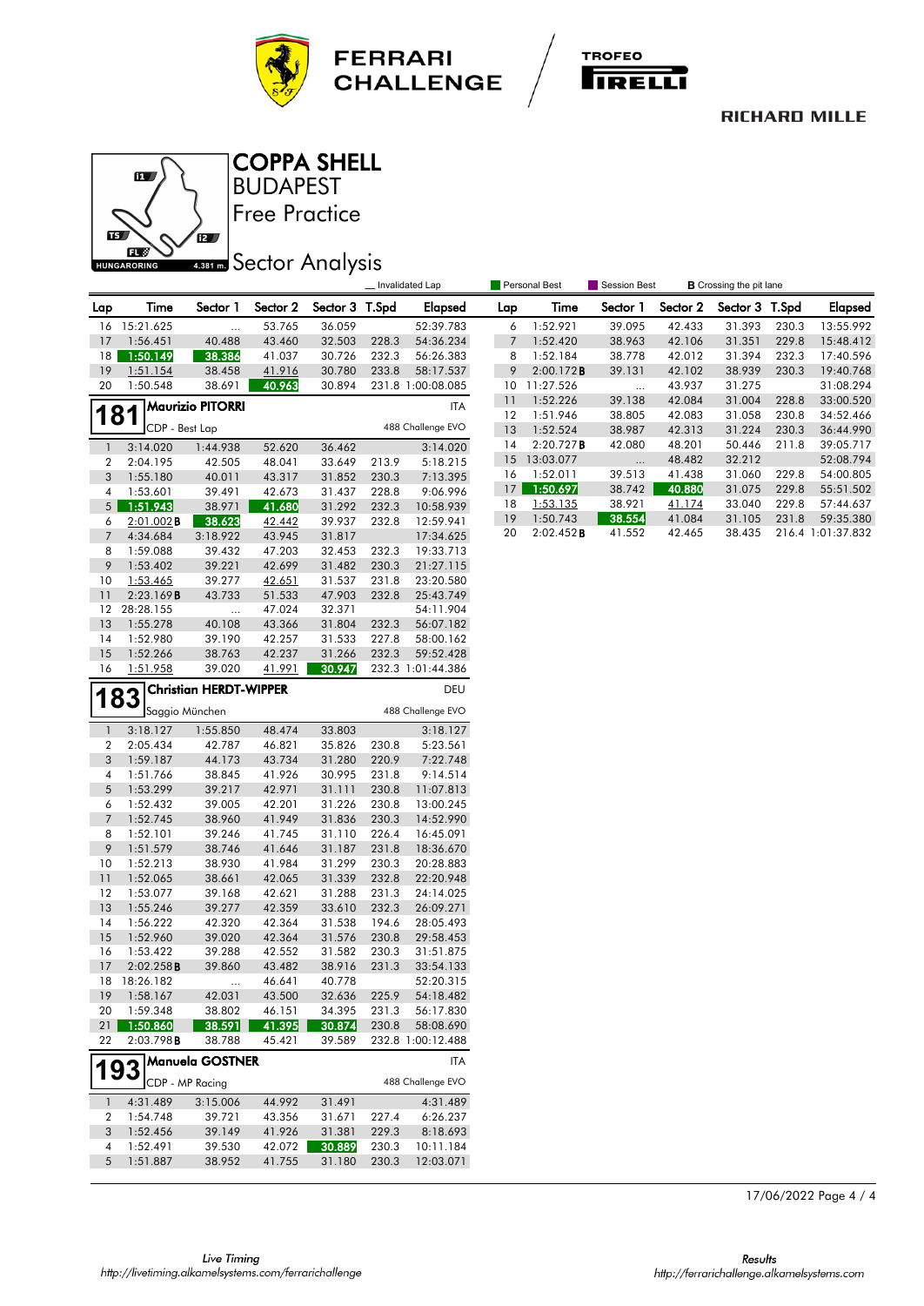# COPPA SHELL

BUDAPEST

Free Practice

## Sector Analysis

HUNGARORING 4.381 m.

_ Invalidated Lap | Personal Best | Session Best | **B** Crossing the pit lane

| Lap | Time | Sector 1 | Sector 2 | Sector 3 | T.Spd | Elapsed |
|---|---|---|---|---|---|---|
| 16 | 15:21.625 | ... | 53.765 | 36.059 | | 52:39.783 |
| 17 | 1:56.451 | 40.488 | 43.460 | 32.503 | 228.3 | 54:36.234 |
| 18 | 1:50.149 | 38.386 | 41.037 | 30.726 | 232.3 | 56:26.383 |
| 19 | 1:51.154 | 38.458 | 41.916 | 30.780 | 233.8 | 58:17.537 |
| 20 | 1:50.548 | 38.691 | 40.963 | 30.894 | 231.8 | 1:00:08.085 |

### 181 Maurizio PITORRI — ITA

CDP - Best Lap — 488 Challenge EVO

| Lap | Time | Sector 1 | Sector 2 | Sector 3 | T.Spd | Elapsed |
|---|---|---|---|---|---|---|
| 1 | 3:14.020 | 1:44.938 | 52.620 | 36.462 | | 3:14.020 |
| 2 | 2:04.195 | 42.505 | 48.041 | 33.649 | 213.9 | 5:18.215 |
| 3 | 1:55.180 | 40.011 | 43.317 | 31.852 | 230.3 | 7:13.395 |
| 4 | 1:53.601 | 39.491 | 42.673 | 31.437 | 228.8 | 9:06.996 |
| 5 | 1:51.943 | 38.971 | 41.680 | 31.292 | 232.3 | 10:58.939 |
| 6 | 2:01.002 **B** | 38.623 | 42.442 | 39.937 | 232.8 | 12:59.941 |
| 7 | 4:34.684 | 3:18.922 | 43.945 | 31.817 | | 17:34.625 |
| 8 | 1:59.088 | 39.432 | 47.203 | 32.453 | 232.3 | 19:33.713 |
| 9 | 1:53.402 | 39.221 | 42.699 | 31.482 | 230.3 | 21:27.115 |
| 10 | 1:53.465 | 39.277 | 42.651 | 31.537 | 231.8 | 23:20.580 |
| 11 | 2:23.169 **B** | 43.733 | 51.533 | 47.903 | 232.8 | 25:43.749 |
| 12 | 28:28.155 | ... | 47.024 | 32.371 | | 54:11.904 |
| 13 | 1:55.278 | 40.108 | 43.366 | 31.804 | 232.3 | 56:07.182 |
| 14 | 1:52.980 | 39.190 | 42.257 | 31.533 | 227.8 | 58:00.162 |
| 15 | 1:52.266 | 38.763 | 42.237 | 31.266 | 232.3 | 59:52.428 |
| 16 | 1:51.958 | 39.020 | 41.991 | 30.947 | 232.3 | 1:01:44.386 |

### 183 Christian HERDT-WIPPER — DEU

Saggio München — 488 Challenge EVO

| Lap | Time | Sector 1 | Sector 2 | Sector 3 | T.Spd | Elapsed |
|---|---|---|---|---|---|---|
| 1 | 3:18.127 | 1:55.850 | 48.474 | 33.803 | | 3:18.127 |
| 2 | 2:05.434 | 42.787 | 46.821 | 35.826 | 230.8 | 5:23.561 |
| 3 | 1:59.187 | 44.173 | 43.734 | 31.280 | 220.9 | 7:22.748 |
| 4 | 1:51.766 | 38.845 | 41.926 | 30.995 | 231.8 | 9:14.514 |
| 5 | 1:53.299 | 39.217 | 42.971 | 31.111 | 230.8 | 11:07.813 |
| 6 | 1:52.432 | 39.005 | 42.201 | 31.226 | 230.8 | 13:00.245 |
| 7 | 1:52.745 | 38.960 | 41.949 | 31.836 | 230.3 | 14:52.990 |
| 8 | 1:52.101 | 39.246 | 41.745 | 31.110 | 226.4 | 16:45.091 |
| 9 | 1:51.579 | 38.746 | 41.646 | 31.187 | 231.8 | 18:36.670 |
| 10 | 1:52.213 | 38.930 | 41.984 | 31.299 | 230.3 | 20:28.883 |
| 11 | 1:52.065 | 38.661 | 42.065 | 31.339 | 232.8 | 22:20.948 |
| 12 | 1:53.077 | 39.168 | 42.621 | 31.288 | 231.3 | 24:14.025 |
| 13 | 1:55.246 | 39.277 | 42.359 | 33.610 | 232.3 | 26:09.271 |
| 14 | 1:56.222 | 42.320 | 42.364 | 31.538 | 194.6 | 28:05.493 |
| 15 | 1:52.960 | 39.020 | 42.364 | 31.576 | 230.8 | 29:58.453 |
| 16 | 1:53.422 | 39.288 | 42.552 | 31.582 | 230.3 | 31:51.875 |
| 17 | 2:02.258 **B** | 39.860 | 43.482 | 38.916 | 231.3 | 33:54.133 |
| 18 | 18:26.182 | ... | 46.641 | 40.778 | | 52:20.315 |
| 19 | 1:58.167 | 42.031 | 43.500 | 32.636 | 225.9 | 54:18.482 |
| 20 | 1:59.348 | 38.802 | 46.151 | 34.395 | 231.3 | 56:17.830 |
| 21 | 1:50.860 | 38.591 | 41.395 | 30.874 | 230.8 | 58:08.690 |
| 22 | 2:03.798 **B** | 38.788 | 45.421 | 39.589 | 232.8 | 1:00:12.488 |

### 193 Manuela GOSTNER — ITA

CDP - MP Racing — 488 Challenge EVO

| Lap | Time | Sector 1 | Sector 2 | Sector 3 | T.Spd | Elapsed |
|---|---|---|---|---|---|---|
| 1 | 4:31.489 | 3:15.006 | 44.992 | 31.491 | | 4:31.489 |
| 2 | 1:54.748 | 39.721 | 43.356 | 31.671 | 227.4 | 6:26.237 |
| 3 | 1:52.456 | 39.149 | 41.926 | 31.381 | 229.3 | 8:18.693 |
| 4 | 1:52.491 | 39.530 | 42.072 | 30.889 | 230.3 | 10:11.184 |
| 5 | 1:51.887 | 38.952 | 41.755 | 31.180 | 230.3 | 12:03.071 |
| 6 | 1:52.921 | 39.095 | 42.433 | 31.393 | 230.3 | 13:55.992 |
| 7 | 1:52.420 | 38.963 | 42.106 | 31.351 | 229.8 | 15:48.412 |
| 8 | 1:52.184 | 38.778 | 42.012 | 31.394 | 232.3 | 17:40.596 |
| 9 | 2:00.172 **B** | 39.131 | 42.102 | 38.939 | 230.3 | 19:40.768 |
| 10 | 11:27.526 | ... | 43.937 | 31.275 | | 31:08.294 |
| 11 | 1:52.226 | 39.138 | 42.084 | 31.004 | 228.8 | 33:00.520 |
| 12 | 1:51.946 | 38.805 | 42.083 | 31.058 | 230.8 | 34:52.466 |
| 13 | 1:52.524 | 38.987 | 42.313 | 31.224 | 230.3 | 36:44.990 |
| 14 | 2:20.727 **B** | 42.080 | 48.201 | 50.446 | 211.8 | 39:05.717 |
| 15 | 13:03.077 | ... | 48.482 | 32.212 | | 52:08.794 |
| 16 | 1:52.011 | 39.513 | 41.438 | 31.060 | 229.8 | 54:00.805 |
| 17 | 1:50.697 | 38.742 | 40.880 | 31.075 | 229.8 | 55:51.502 |
| 18 | 1:53.135 | 38.921 | 41.174 | 33.040 | 229.8 | 57:44.637 |
| 19 | 1:50.743 | 38.554 | 41.084 | 31.105 | 231.8 | 59:35.380 |
| 20 | 2:02.452 **B** | 41.552 | 42.465 | 38.435 | 216.4 | 1:01:37.832 |

17/06/2022

Live Timing
http://livetiming.alkamelsystems.com/ferrarichallenge

Results
http://ferrarichallenge.alkamelsystems.com